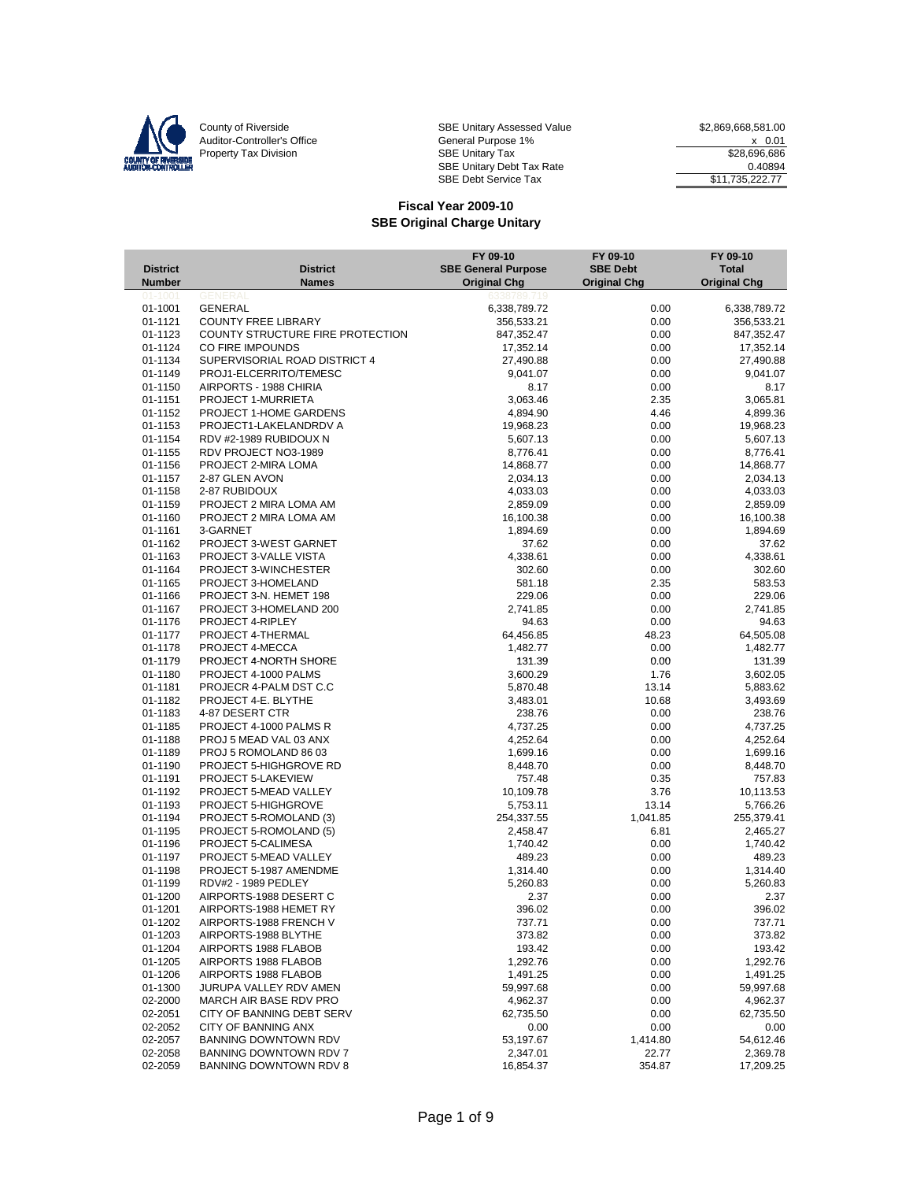County of Riverside
Auditor-Controller's Office
Property Tax Division

| | |
|---|---|
| SBE Unitary Assessed Value | $2,869,668,581.00 |
| General Purpose 1% | x 0.01 |
| SBE Unitary Tax | $28,696,686 |
| SBE Unitary Debt Tax Rate | 0.40894 |
| SBE Debt Service Tax | $11,735,222.77 |

## Fiscal Year 2009-10
## SBE Original Charge Unitary

| District Number | District Names | FY 09-10 SBE General Purpose Original Chg | FY 09-10 SBE Debt Original Chg | FY 09-10 Total Original Chg |
|---|---|---|---|---|
| 01-1001 | GENERAL | 6,338,789.72 | 0.00 | 6,338,789.72 |
| 01-1121 | COUNTY FREE LIBRARY | 356,533.21 | 0.00 | 356,533.21 |
| 01-1123 | COUNTY STRUCTURE FIRE PROTECTION | 847,352.47 | 0.00 | 847,352.47 |
| 01-1124 | CO FIRE IMPOUNDS | 17,352.14 | 0.00 | 17,352.14 |
| 01-1134 | SUPERVISORIAL ROAD DISTRICT 4 | 27,490.88 | 0.00 | 27,490.88 |
| 01-1149 | PROJ1-ELCERRITO/TEMESC | 9,041.07 | 0.00 | 9,041.07 |
| 01-1150 | AIRPORTS - 1988 CHIRIA | 8.17 | 0.00 | 8.17 |
| 01-1151 | PROJECT 1-MURRIETA | 3,063.46 | 2.35 | 3,065.81 |
| 01-1152 | PROJECT 1-HOME GARDENS | 4,894.90 | 4.46 | 4,899.36 |
| 01-1153 | PROJECT1-LAKELANDRDV A | 19,968.23 | 0.00 | 19,968.23 |
| 01-1154 | RDV #2-1989 RUBIDOUX N | 5,607.13 | 0.00 | 5,607.13 |
| 01-1155 | RDV PROJECT NO3-1989 | 8,776.41 | 0.00 | 8,776.41 |
| 01-1156 | PROJECT 2-MIRA LOMA | 14,868.77 | 0.00 | 14,868.77 |
| 01-1157 | 2-87 GLEN AVON | 2,034.13 | 0.00 | 2,034.13 |
| 01-1158 | 2-87 RUBIDOUX | 4,033.03 | 0.00 | 4,033.03 |
| 01-1159 | PROJECT 2 MIRA LOMA AM | 2,859.09 | 0.00 | 2,859.09 |
| 01-1160 | PROJECT 2 MIRA LOMA AM | 16,100.38 | 0.00 | 16,100.38 |
| 01-1161 | 3-GARNET | 1,894.69 | 0.00 | 1,894.69 |
| 01-1162 | PROJECT 3-WEST GARNET | 37.62 | 0.00 | 37.62 |
| 01-1163 | PROJECT 3-VALLE VISTA | 4,338.61 | 0.00 | 4,338.61 |
| 01-1164 | PROJECT 3-WINCHESTER | 302.60 | 0.00 | 302.60 |
| 01-1165 | PROJECT 3-HOMELAND | 581.18 | 2.35 | 583.53 |
| 01-1166 | PROJECT 3-N. HEMET 198 | 229.06 | 0.00 | 229.06 |
| 01-1167 | PROJECT 3-HOMELAND 200 | 2,741.85 | 0.00 | 2,741.85 |
| 01-1176 | PROJECT 4-RIPLEY | 94.63 | 0.00 | 94.63 |
| 01-1177 | PROJECT 4-THERMAL | 64,456.85 | 48.23 | 64,505.08 |
| 01-1178 | PROJECT 4-MECCA | 1,482.77 | 0.00 | 1,482.77 |
| 01-1179 | PROJECT 4-NORTH SHORE | 131.39 | 0.00 | 131.39 |
| 01-1180 | PROJECT 4-1000 PALMS | 3,600.29 | 1.76 | 3,602.05 |
| 01-1181 | PROJECR 4-PALM DST C.C | 5,870.48 | 13.14 | 5,883.62 |
| 01-1182 | PROJECT 4-E. BLYTHE | 3,483.01 | 10.68 | 3,493.69 |
| 01-1183 | 4-87 DESERT CTR | 238.76 | 0.00 | 238.76 |
| 01-1185 | PROJECT 4-1000 PALMS R | 4,737.25 | 0.00 | 4,737.25 |
| 01-1188 | PROJ 5 MEAD VAL 03 ANX | 4,252.64 | 0.00 | 4,252.64 |
| 01-1189 | PROJ 5 ROMOLAND 86 03 | 1,699.16 | 0.00 | 1,699.16 |
| 01-1190 | PROJECT 5-HIGHGROVE RD | 8,448.70 | 0.00 | 8,448.70 |
| 01-1191 | PROJECT 5-LAKEVIEW | 757.48 | 0.35 | 757.83 |
| 01-1192 | PROJECT 5-MEAD VALLEY | 10,109.78 | 3.76 | 10,113.53 |
| 01-1193 | PROJECT 5-HIGHGROVE | 5,753.11 | 13.14 | 5,766.26 |
| 01-1194 | PROJECT 5-ROMOLAND (3) | 254,337.55 | 1,041.85 | 255,379.41 |
| 01-1195 | PROJECT 5-ROMOLAND (5) | 2,458.47 | 6.81 | 2,465.27 |
| 01-1196 | PROJECT 5-CALIMESA | 1,740.42 | 0.00 | 1,740.42 |
| 01-1197 | PROJECT 5-MEAD VALLEY | 489.23 | 0.00 | 489.23 |
| 01-1198 | PROJECT 5-1987 AMENDME | 1,314.40 | 0.00 | 1,314.40 |
| 01-1199 | RDV#2 - 1989 PEDLEY | 5,260.83 | 0.00 | 5,260.83 |
| 01-1200 | AIRPORTS-1988 DESERT C | 2.37 | 0.00 | 2.37 |
| 01-1201 | AIRPORTS-1988 HEMET RY | 396.02 | 0.00 | 396.02 |
| 01-1202 | AIRPORTS-1988 FRENCH V | 737.71 | 0.00 | 737.71 |
| 01-1203 | AIRPORTS-1988 BLYTHE | 373.82 | 0.00 | 373.82 |
| 01-1204 | AIRPORTS 1988 FLABOB | 193.42 | 0.00 | 193.42 |
| 01-1205 | AIRPORTS 1988 FLABOB | 1,292.76 | 0.00 | 1,292.76 |
| 01-1206 | AIRPORTS 1988 FLABOB | 1,491.25 | 0.00 | 1,491.25 |
| 01-1300 | JURUPA VALLEY RDV AMEN | 59,997.68 | 0.00 | 59,997.68 |
| 02-2000 | MARCH AIR BASE RDV PRO | 4,962.37 | 0.00 | 4,962.37 |
| 02-2051 | CITY OF BANNING DEBT SERV | 62,735.50 | 0.00 | 62,735.50 |
| 02-2052 | CITY OF BANNING ANX | 0.00 | 0.00 | 0.00 |
| 02-2057 | BANNING DOWNTOWN RDV | 53,197.67 | 1,414.80 | 54,612.46 |
| 02-2058 | BANNING DOWNTOWN RDV 7 | 2,347.01 | 22.77 | 2,369.78 |
| 02-2059 | BANNING DOWNTOWN RDV 8 | 16,854.37 | 354.87 | 17,209.25 |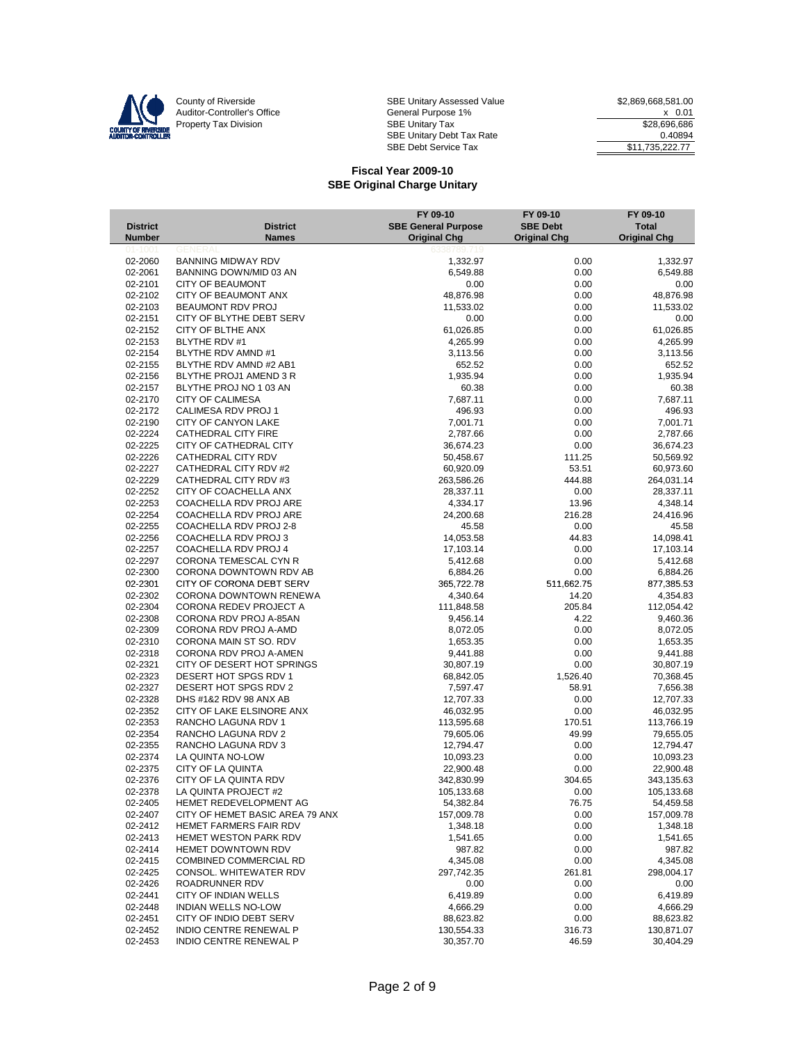County of Riverside
Auditor-Controller's Office
Property Tax Division

| | |
|---|---|
| SBE Unitary Assessed Value | $2,869,668,581.00 |
| General Purpose 1% | x 0.01 |
| SBE Unitary Tax | $28,696,686 |
| SBE Unitary Debt Tax Rate | 0.40894 |
| SBE Debt Service Tax | $11,735,222.77 |

## Fiscal Year 2009-10
## SBE Original Charge Unitary

| District Number | District Names | FY 09-10 SBE General Purpose Original Chg | FY 09-10 SBE Debt Original Chg | FY 09-10 Total Original Chg |
|---|---|---|---|---|
| 01-1001 | GENERAL | 6338789.719 | | |
| 02-2060 | BANNING MIDWAY RDV | 1,332.97 | 0.00 | 1,332.97 |
| 02-2061 | BANNING DOWN/MID 03 AN | 6,549.88 | 0.00 | 6,549.88 |
| 02-2101 | CITY OF BEAUMONT | 0.00 | 0.00 | 0.00 |
| 02-2102 | CITY OF BEAUMONT ANX | 48,876.98 | 0.00 | 48,876.98 |
| 02-2103 | BEAUMONT RDV PROJ | 11,533.02 | 0.00 | 11,533.02 |
| 02-2151 | CITY OF BLYTHE DEBT SERV | 0.00 | 0.00 | 0.00 |
| 02-2152 | CITY OF BLTHE ANX | 61,026.85 | 0.00 | 61,026.85 |
| 02-2153 | BLYTHE RDV #1 | 4,265.99 | 0.00 | 4,265.99 |
| 02-2154 | BLYTHE RDV AMND #1 | 3,113.56 | 0.00 | 3,113.56 |
| 02-2155 | BLYTHE RDV AMND #2 AB1 | 652.52 | 0.00 | 652.52 |
| 02-2156 | BLYTHE PROJ1 AMEND 3 R | 1,935.94 | 0.00 | 1,935.94 |
| 02-2157 | BLYTHE PROJ NO 1 03 AN | 60.38 | 0.00 | 60.38 |
| 02-2170 | CITY OF CALIMESA | 7,687.11 | 0.00 | 7,687.11 |
| 02-2172 | CALIMESA RDV PROJ 1 | 496.93 | 0.00 | 496.93 |
| 02-2190 | CITY OF CANYON LAKE | 7,001.71 | 0.00 | 7,001.71 |
| 02-2224 | CATHEDRAL CITY FIRE | 2,787.66 | 0.00 | 2,787.66 |
| 02-2225 | CITY OF CATHEDRAL CITY | 36,674.23 | 0.00 | 36,674.23 |
| 02-2226 | CATHEDRAL CITY RDV | 50,458.67 | 111.25 | 50,569.92 |
| 02-2227 | CATHEDRAL CITY RDV #2 | 60,920.09 | 53.51 | 60,973.60 |
| 02-2229 | CATHEDRAL CITY RDV #3 | 263,586.26 | 444.88 | 264,031.14 |
| 02-2252 | CITY OF COACHELLA ANX | 28,337.11 | 0.00 | 28,337.11 |
| 02-2253 | COACHELLA RDV PROJ ARE | 4,334.17 | 13.96 | 4,348.14 |
| 02-2254 | COACHELLA RDV PROJ ARE | 24,200.68 | 216.28 | 24,416.96 |
| 02-2255 | COACHELLA RDV PROJ 2-8 | 45.58 | 0.00 | 45.58 |
| 02-2256 | COACHELLA RDV PROJ 3 | 14,053.58 | 44.83 | 14,098.41 |
| 02-2257 | COACHELLA RDV PROJ 4 | 17,103.14 | 0.00 | 17,103.14 |
| 02-2297 | CORONA TEMESCAL CYN R | 5,412.68 | 0.00 | 5,412.68 |
| 02-2300 | CORONA DOWNTOWN RDV AB | 6,884.26 | 0.00 | 6,884.26 |
| 02-2301 | CITY OF CORONA DEBT SERV | 365,722.78 | 511,662.75 | 877,385.53 |
| 02-2302 | CORONA DOWNTOWN RENEWA | 4,340.64 | 14.20 | 4,354.83 |
| 02-2304 | CORONA REDEV PROJECT A | 111,848.58 | 205.84 | 112,054.42 |
| 02-2308 | CORONA RDV PROJ A-85AN | 9,456.14 | 4.22 | 9,460.36 |
| 02-2309 | CORONA RDV PROJ A-AMD | 8,072.05 | 0.00 | 8,072.05 |
| 02-2310 | CORONA MAIN ST SO. RDV | 1,653.35 | 0.00 | 1,653.35 |
| 02-2318 | CORONA RDV PROJ A-AMEN | 9,441.88 | 0.00 | 9,441.88 |
| 02-2321 | CITY OF DESERT HOT SPRINGS | 30,807.19 | 0.00 | 30,807.19 |
| 02-2323 | DESERT HOT SPGS RDV 1 | 68,842.05 | 1,526.40 | 70,368.45 |
| 02-2327 | DESERT HOT SPGS RDV 2 | 7,597.47 | 58.91 | 7,656.38 |
| 02-2328 | DHS #1&2 RDV 98 ANX AB | 12,707.33 | 0.00 | 12,707.33 |
| 02-2352 | CITY OF LAKE ELSINORE ANX | 46,032.95 | 0.00 | 46,032.95 |
| 02-2353 | RANCHO LAGUNA RDV 1 | 113,595.68 | 170.51 | 113,766.19 |
| 02-2354 | RANCHO LAGUNA RDV 2 | 79,605.06 | 49.99 | 79,655.05 |
| 02-2355 | RANCHO LAGUNA RDV 3 | 12,794.47 | 0.00 | 12,794.47 |
| 02-2374 | LA QUINTA NO-LOW | 10,093.23 | 0.00 | 10,093.23 |
| 02-2375 | CITY OF LA QUINTA | 22,900.48 | 0.00 | 22,900.48 |
| 02-2376 | CITY OF LA QUINTA RDV | 342,830.99 | 304.65 | 343,135.63 |
| 02-2378 | LA QUINTA PROJECT #2 | 105,133.68 | 0.00 | 105,133.68 |
| 02-2405 | HEMET REDEVELOPMENT AG | 54,382.84 | 76.75 | 54,459.58 |
| 02-2407 | CITY OF HEMET BASIC AREA 79 ANX | 157,009.78 | 0.00 | 157,009.78 |
| 02-2412 | HEMET FARMERS FAIR RDV | 1,348.18 | 0.00 | 1,348.18 |
| 02-2413 | HEMET WESTON PARK RDV | 1,541.65 | 0.00 | 1,541.65 |
| 02-2414 | HEMET DOWNTOWN RDV | 987.82 | 0.00 | 987.82 |
| 02-2415 | COMBINED COMMERCIAL RD | 4,345.08 | 0.00 | 4,345.08 |
| 02-2425 | CONSOL. WHITEWATER RDV | 297,742.35 | 261.81 | 298,004.17 |
| 02-2426 | ROADRUNNER RDV | 0.00 | 0.00 | 0.00 |
| 02-2441 | CITY OF INDIAN WELLS | 6,419.89 | 0.00 | 6,419.89 |
| 02-2448 | INDIAN WELLS NO-LOW | 4,666.29 | 0.00 | 4,666.29 |
| 02-2451 | CITY OF INDIO DEBT SERV | 88,623.82 | 0.00 | 88,623.82 |
| 02-2452 | INDIO CENTRE RENEWAL P | 130,554.33 | 316.73 | 130,871.07 |
| 02-2453 | INDIO CENTRE RENEWAL P | 30,357.70 | 46.59 | 30,404.29 |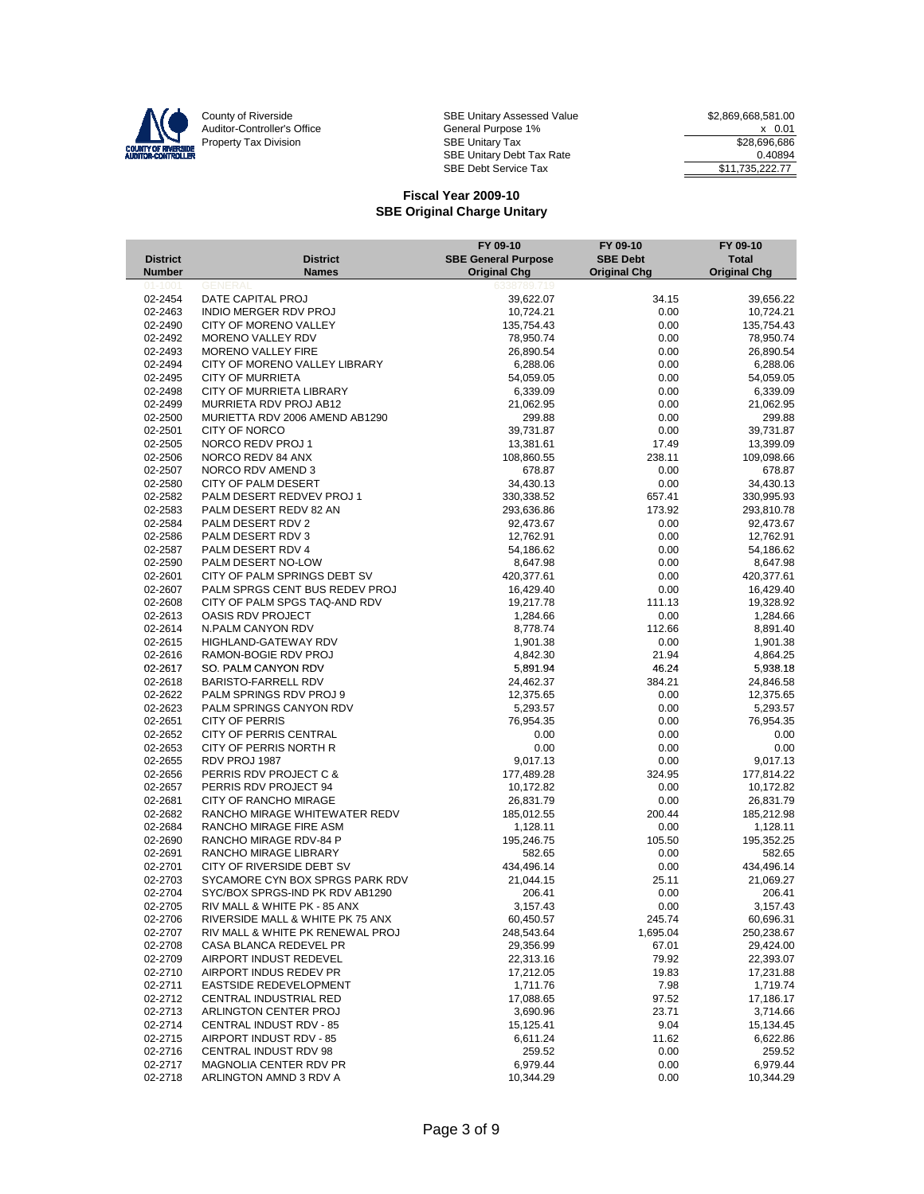County of Riverside
Auditor-Controller's Office
Property Tax Division

| | |
|---|---|
| SBE Unitary Assessed Value | $2,869,668,581.00 |
| General Purpose 1% | x 0.01 |
| SBE Unitary Tax | $28,696,686 |
| SBE Unitary Debt Tax Rate | 0.40894 |
| SBE Debt Service Tax | $11,735,222.77 |

## Fiscal Year 2009-10
## SBE Original Charge Unitary

| District Number | District Names | FY 09-10 SBE General Purpose Original Chg | FY 09-10 SBE Debt Original Chg | FY 09-10 Total Original Chg |
|---|---|---|---|---|
| 01-1001 | GENERAL | 6338789.719 | | |
| 02-2454 | DATE CAPITAL PROJ | 39,622.07 | 34.15 | 39,656.22 |
| 02-2463 | INDIO MERGER RDV PROJ | 10,724.21 | 0.00 | 10,724.21 |
| 02-2490 | CITY OF MORENO VALLEY | 135,754.43 | 0.00 | 135,754.43 |
| 02-2492 | MORENO VALLEY RDV | 78,950.74 | 0.00 | 78,950.74 |
| 02-2493 | MORENO VALLEY FIRE | 26,890.54 | 0.00 | 26,890.54 |
| 02-2494 | CITY OF MORENO VALLEY LIBRARY | 6,288.06 | 0.00 | 6,288.06 |
| 02-2495 | CITY OF MURRIETA | 54,059.05 | 0.00 | 54,059.05 |
| 02-2498 | CITY OF MURRIETA LIBRARY | 6,339.09 | 0.00 | 6,339.09 |
| 02-2499 | MURRIETA RDV PROJ AB12 | 21,062.95 | 0.00 | 21,062.95 |
| 02-2500 | MURIETTA RDV 2006 AMEND AB1290 | 299.88 | 0.00 | 299.88 |
| 02-2501 | CITY OF NORCO | 39,731.87 | 0.00 | 39,731.87 |
| 02-2505 | NORCO REDV PROJ 1 | 13,381.61 | 17.49 | 13,399.09 |
| 02-2506 | NORCO REDV 84 ANX | 108,860.55 | 238.11 | 109,098.66 |
| 02-2507 | NORCO RDV AMEND 3 | 678.87 | 0.00 | 678.87 |
| 02-2580 | CITY OF PALM DESERT | 34,430.13 | 0.00 | 34,430.13 |
| 02-2582 | PALM DESERT REDVEV PROJ 1 | 330,338.52 | 657.41 | 330,995.93 |
| 02-2583 | PALM DESERT REDV 82 AN | 293,636.86 | 173.92 | 293,810.78 |
| 02-2584 | PALM DESERT RDV 2 | 92,473.67 | 0.00 | 92,473.67 |
| 02-2586 | PALM DESERT RDV 3 | 12,762.91 | 0.00 | 12,762.91 |
| 02-2587 | PALM DESERT RDV 4 | 54,186.62 | 0.00 | 54,186.62 |
| 02-2590 | PALM DESERT NO-LOW | 8,647.98 | 0.00 | 8,647.98 |
| 02-2601 | CITY OF PALM SPRINGS DEBT SV | 420,377.61 | 0.00 | 420,377.61 |
| 02-2607 | PALM SPRGS CENT BUS REDEV PROJ | 16,429.40 | 0.00 | 16,429.40 |
| 02-2608 | CITY OF PALM SPGS TAQ-AND RDV | 19,217.78 | 111.13 | 19,328.92 |
| 02-2613 | OASIS RDV PROJECT | 1,284.66 | 0.00 | 1,284.66 |
| 02-2614 | N.PALM CANYON RDV | 8,778.74 | 112.66 | 8,891.40 |
| 02-2615 | HIGHLAND-GATEWAY RDV | 1,901.38 | 0.00 | 1,901.38 |
| 02-2616 | RAMON-BOGIE RDV PROJ | 4,842.30 | 21.94 | 4,864.25 |
| 02-2617 | SO. PALM CANYON RDV | 5,891.94 | 46.24 | 5,938.18 |
| 02-2618 | BARISTO-FARRELL RDV | 24,462.37 | 384.21 | 24,846.58 |
| 02-2622 | PALM SPRINGS RDV PROJ 9 | 12,375.65 | 0.00 | 12,375.65 |
| 02-2623 | PALM SPRINGS CANYON RDV | 5,293.57 | 0.00 | 5,293.57 |
| 02-2651 | CITY OF PERRIS | 76,954.35 | 0.00 | 76,954.35 |
| 02-2652 | CITY OF PERRIS CENTRAL | 0.00 | 0.00 | 0.00 |
| 02-2653 | CITY OF PERRIS NORTH R | 0.00 | 0.00 | 0.00 |
| 02-2655 | RDV PROJ 1987 | 9,017.13 | 0.00 | 9,017.13 |
| 02-2656 | PERRIS RDV PROJECT C & | 177,489.28 | 324.95 | 177,814.22 |
| 02-2657 | PERRIS RDV PROJECT 94 | 10,172.82 | 0.00 | 10,172.82 |
| 02-2681 | CITY OF RANCHO MIRAGE | 26,831.79 | 0.00 | 26,831.79 |
| 02-2682 | RANCHO MIRAGE WHITEWATER REDV | 185,012.55 | 200.44 | 185,212.98 |
| 02-2684 | RANCHO MIRAGE FIRE ASM | 1,128.11 | 0.00 | 1,128.11 |
| 02-2690 | RANCHO MIRAGE RDV-84 P | 195,246.75 | 105.50 | 195,352.25 |
| 02-2691 | RANCHO MIRAGE LIBRARY | 582.65 | 0.00 | 582.65 |
| 02-2701 | CITY OF RIVERSIDE DEBT SV | 434,496.14 | 0.00 | 434,496.14 |
| 02-2703 | SYCAMORE CYN BOX SPRGS PARK RDV | 21,044.15 | 25.11 | 21,069.27 |
| 02-2704 | SYC/BOX SPRGS-IND PK RDV AB1290 | 206.41 | 0.00 | 206.41 |
| 02-2705 | RIV MALL & WHITE PK - 85 ANX | 3,157.43 | 0.00 | 3,157.43 |
| 02-2706 | RIVERSIDE MALL & WHITE PK 75 ANX | 60,450.57 | 245.74 | 60,696.31 |
| 02-2707 | RIV MALL & WHITE PK RENEWAL PROJ | 248,543.64 | 1,695.04 | 250,238.67 |
| 02-2708 | CASA BLANCA REDEVEL PR | 29,356.99 | 67.01 | 29,424.00 |
| 02-2709 | AIRPORT INDUST REDEVEL | 22,313.16 | 79.92 | 22,393.07 |
| 02-2710 | AIRPORT INDUS REDEV PR | 17,212.05 | 19.83 | 17,231.88 |
| 02-2711 | EASTSIDE REDEVELOPMENT | 1,711.76 | 7.98 | 1,719.74 |
| 02-2712 | CENTRAL INDUSTRIAL RED | 17,088.65 | 97.52 | 17,186.17 |
| 02-2713 | ARLINGTON CENTER PROJ | 3,690.96 | 23.71 | 3,714.66 |
| 02-2714 | CENTRAL INDUST RDV - 85 | 15,125.41 | 9.04 | 15,134.45 |
| 02-2715 | AIRPORT INDUST RDV - 85 | 6,611.24 | 11.62 | 6,622.86 |
| 02-2716 | CENTRAL INDUST RDV 98 | 259.52 | 0.00 | 259.52 |
| 02-2717 | MAGNOLIA CENTER RDV PR | 6,979.44 | 0.00 | 6,979.44 |
| 02-2718 | ARLINGTON AMND 3 RDV A | 10,344.29 | 0.00 | 10,344.29 |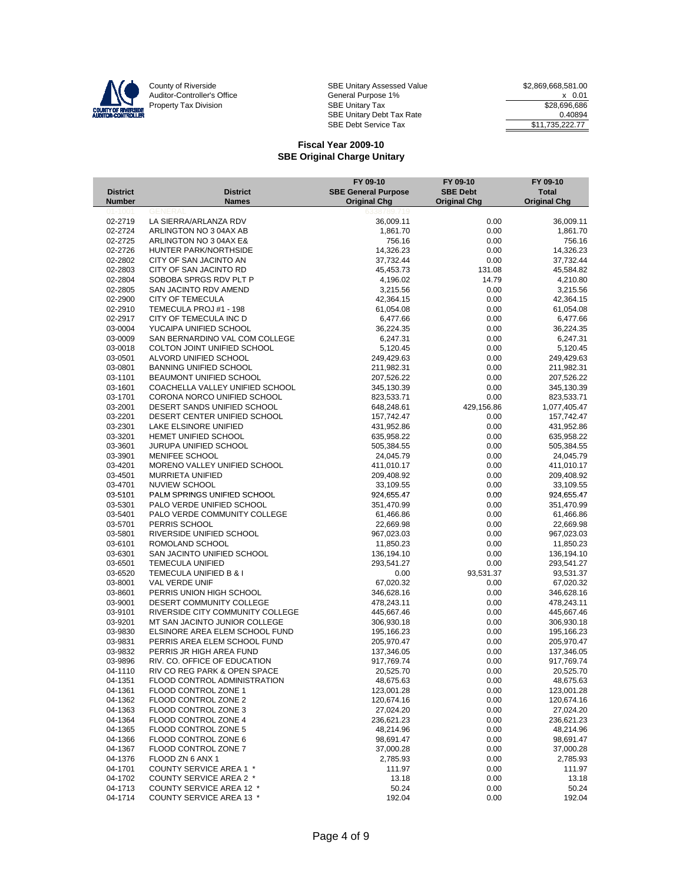County of Riverside
Auditor-Controller's Office
Property Tax Division

| | | |
|---|---|---|
| SBE Unitary Assessed Value | | $2,869,668,581.00 |
| General Purpose 1% | | x 0.01 |
| SBE Unitary Tax | | $28,696,686 |
| SBE Unitary Debt Tax Rate | | 0.40894 |
| SBE Debt Service Tax | | $11,735,222.77 |

## Fiscal Year 2009-10
## SBE Original Charge Unitary

| District Number | District Names | FY 09-10 SBE General Purpose Original Chg | FY 09-10 SBE Debt Original Chg | FY 09-10 Total Original Chg |
|---|---|---|---|---|
| 01-1001 | GENERAL | 6338789.719 | | |
| 02-2719 | LA SIERRA/ARLANZA RDV | 36,009.11 | 0.00 | 36,009.11 |
| 02-2724 | ARLINGTON NO 3 04AX AB | 1,861.70 | 0.00 | 1,861.70 |
| 02-2725 | ARLINGTON NO 3 04AX E& | 756.16 | 0.00 | 756.16 |
| 02-2726 | HUNTER PARK/NORTHSIDE | 14,326.23 | 0.00 | 14,326.23 |
| 02-2802 | CITY OF SAN JACINTO AN | 37,732.44 | 0.00 | 37,732.44 |
| 02-2803 | CITY OF SAN JACINTO RD | 45,453.73 | 131.08 | 45,584.82 |
| 02-2804 | SOBOBA SPRGS RDV PLT P | 4,196.02 | 14.79 | 4,210.80 |
| 02-2805 | SAN JACINTO RDV AMEND | 3,215.56 | 0.00 | 3,215.56 |
| 02-2900 | CITY OF TEMECULA | 42,364.15 | 0.00 | 42,364.15 |
| 02-2910 | TEMECULA PROJ #1 - 198 | 61,054.08 | 0.00 | 61,054.08 |
| 02-2917 | CITY OF TEMECULA INC D | 6,477.66 | 0.00 | 6,477.66 |
| 03-0004 | YUCAIPA UNIFIED SCHOOL | 36,224.35 | 0.00 | 36,224.35 |
| 03-0009 | SAN BERNARDINO VAL COM COLLEGE | 6,247.31 | 0.00 | 6,247.31 |
| 03-0018 | COLTON JOINT UNIFIED SCHOOL | 5,120.45 | 0.00 | 5,120.45 |
| 03-0501 | ALVORD UNIFIED SCHOOL | 249,429.63 | 0.00 | 249,429.63 |
| 03-0801 | BANNING UNIFIED SCHOOL | 211,982.31 | 0.00 | 211,982.31 |
| 03-1101 | BEAUMONT UNIFIED SCHOOL | 207,526.22 | 0.00 | 207,526.22 |
| 03-1601 | COACHELLA VALLEY UNIFIED SCHOOL | 345,130.39 | 0.00 | 345,130.39 |
| 03-1701 | CORONA NORCO UNIFIED SCHOOL | 823,533.71 | 0.00 | 823,533.71 |
| 03-2001 | DESERT SANDS UNIFIED SCHOOL | 648,248.61 | 429,156.86 | 1,077,405.47 |
| 03-2201 | DESERT CENTER UNIFIED SCHOOL | 157,742.47 | 0.00 | 157,742.47 |
| 03-2301 | LAKE ELSINORE UNIFIED | 431,952.86 | 0.00 | 431,952.86 |
| 03-3201 | HEMET UNIFIED SCHOOL | 635,958.22 | 0.00 | 635,958.22 |
| 03-3601 | JURUPA UNIFIED SCHOOL | 505,384.55 | 0.00 | 505,384.55 |
| 03-3901 | MENIFEE SCHOOL | 24,045.79 | 0.00 | 24,045.79 |
| 03-4201 | MORENO VALLEY UNIFIED SCHOOL | 411,010.17 | 0.00 | 411,010.17 |
| 03-4501 | MURRIETA UNIFIED | 209,408.92 | 0.00 | 209,408.92 |
| 03-4701 | NUVIEW SCHOOL | 33,109.55 | 0.00 | 33,109.55 |
| 03-5101 | PALM SPRINGS UNIFIED SCHOOL | 924,655.47 | 0.00 | 924,655.47 |
| 03-5301 | PALO VERDE UNIFIED SCHOOL | 351,470.99 | 0.00 | 351,470.99 |
| 03-5401 | PALO VERDE COMMUNITY COLLEGE | 61,466.86 | 0.00 | 61,466.86 |
| 03-5701 | PERRIS SCHOOL | 22,669.98 | 0.00 | 22,669.98 |
| 03-5801 | RIVERSIDE UNIFIED SCHOOL | 967,023.03 | 0.00 | 967,023.03 |
| 03-6101 | ROMOLAND SCHOOL | 11,850.23 | 0.00 | 11,850.23 |
| 03-6301 | SAN JACINTO UNIFIED SCHOOL | 136,194.10 | 0.00 | 136,194.10 |
| 03-6501 | TEMECULA UNIFIED | 293,541.27 | 0.00 | 293,541.27 |
| 03-6520 | TEMECULA UNIFIED B & I | 0.00 | 93,531.37 | 93,531.37 |
| 03-8001 | VAL VERDE UNIF | 67,020.32 | 0.00 | 67,020.32 |
| 03-8601 | PERRIS UNION HIGH SCHOOL | 346,628.16 | 0.00 | 346,628.16 |
| 03-9001 | DESERT COMMUNITY COLLEGE | 478,243.11 | 0.00 | 478,243.11 |
| 03-9101 | RIVERSIDE CITY COMMUNITY COLLEGE | 445,667.46 | 0.00 | 445,667.46 |
| 03-9201 | MT SAN JACINTO JUNIOR COLLEGE | 306,930.18 | 0.00 | 306,930.18 |
| 03-9830 | ELSINORE AREA ELEM SCHOOL FUND | 195,166.23 | 0.00 | 195,166.23 |
| 03-9831 | PERRIS AREA ELEM SCHOOL FUND | 205,970.47 | 0.00 | 205,970.47 |
| 03-9832 | PERRIS JR HIGH AREA FUND | 137,346.05 | 0.00 | 137,346.05 |
| 03-9896 | RIV. CO. OFFICE OF EDUCATION | 917,769.74 | 0.00 | 917,769.74 |
| 04-1110 | RIV CO REG PARK & OPEN SPACE | 20,525.70 | 0.00 | 20,525.70 |
| 04-1351 | FLOOD CONTROL ADMINISTRATION | 48,675.63 | 0.00 | 48,675.63 |
| 04-1361 | FLOOD CONTROL ZONE 1 | 123,001.28 | 0.00 | 123,001.28 |
| 04-1362 | FLOOD CONTROL ZONE 2 | 120,674.16 | 0.00 | 120,674.16 |
| 04-1363 | FLOOD CONTROL ZONE 3 | 27,024.20 | 0.00 | 27,024.20 |
| 04-1364 | FLOOD CONTROL ZONE 4 | 236,621.23 | 0.00 | 236,621.23 |
| 04-1365 | FLOOD CONTROL ZONE 5 | 48,214.96 | 0.00 | 48,214.96 |
| 04-1366 | FLOOD CONTROL ZONE 6 | 98,691.47 | 0.00 | 98,691.47 |
| 04-1367 | FLOOD CONTROL ZONE 7 | 37,000.28 | 0.00 | 37,000.28 |
| 04-1376 | FLOOD ZN 6 ANX 1 | 2,785.93 | 0.00 | 2,785.93 |
| 04-1701 | COUNTY SERVICE AREA 1 * | 111.97 | 0.00 | 111.97 |
| 04-1702 | COUNTY SERVICE AREA 2 * | 13.18 | 0.00 | 13.18 |
| 04-1713 | COUNTY SERVICE AREA 12 * | 50.24 | 0.00 | 50.24 |
| 04-1714 | COUNTY SERVICE AREA 13 * | 192.04 | 0.00 | 192.04 |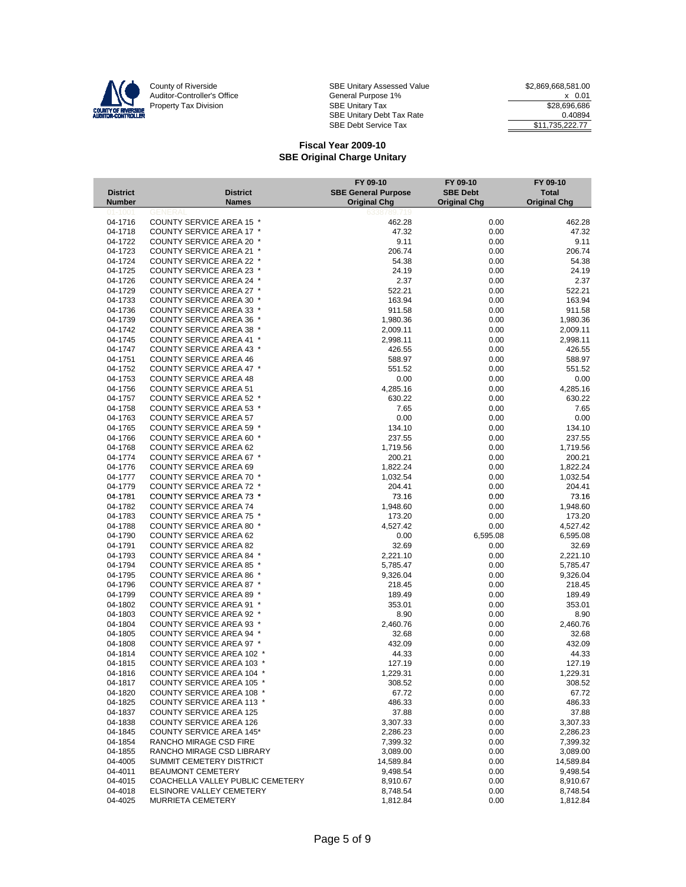County of Riverside
Auditor-Controller's Office
Property Tax Division

| | |
|---|---|
| SBE Unitary Assessed Value | $2,869,668,581.00 |
| General Purpose 1% | x 0.01 |
| SBE Unitary Tax | $28,696,686 |
| SBE Unitary Debt Tax Rate | 0.40894 |
| SBE Debt Service Tax | $11,735,222.77 |

**Fiscal Year 2009-10**
**SBE Original Charge Unitary**

| District Number | District Names | FY 09-10 SBE General Purpose Original Chg | FY 09-10 SBE Debt Original Chg | FY 09-10 Total Original Chg |
|---|---|---|---|---|
| 01-1001 | GENERAL | 6338789.719 | | |
| 04-1716 | COUNTY SERVICE AREA 15 * | 462.28 | 0.00 | 462.28 |
| 04-1718 | COUNTY SERVICE AREA 17 * | 47.32 | 0.00 | 47.32 |
| 04-1722 | COUNTY SERVICE AREA 20 * | 9.11 | 0.00 | 9.11 |
| 04-1723 | COUNTY SERVICE AREA 21 * | 206.74 | 0.00 | 206.74 |
| 04-1724 | COUNTY SERVICE AREA 22 * | 54.38 | 0.00 | 54.38 |
| 04-1725 | COUNTY SERVICE AREA 23 * | 24.19 | 0.00 | 24.19 |
| 04-1726 | COUNTY SERVICE AREA 24 * | 2.37 | 0.00 | 2.37 |
| 04-1729 | COUNTY SERVICE AREA 27 * | 522.21 | 0.00 | 522.21 |
| 04-1733 | COUNTY SERVICE AREA 30 * | 163.94 | 0.00 | 163.94 |
| 04-1736 | COUNTY SERVICE AREA 33 * | 911.58 | 0.00 | 911.58 |
| 04-1739 | COUNTY SERVICE AREA 36 * | 1,980.36 | 0.00 | 1,980.36 |
| 04-1742 | COUNTY SERVICE AREA 38 * | 2,009.11 | 0.00 | 2,009.11 |
| 04-1745 | COUNTY SERVICE AREA 41 * | 2,998.11 | 0.00 | 2,998.11 |
| 04-1747 | COUNTY SERVICE AREA 43 * | 426.55 | 0.00 | 426.55 |
| 04-1751 | COUNTY SERVICE AREA 46 | 588.97 | 0.00 | 588.97 |
| 04-1752 | COUNTY SERVICE AREA 47 * | 551.52 | 0.00 | 551.52 |
| 04-1753 | COUNTY SERVICE AREA 48 | 0.00 | 0.00 | 0.00 |
| 04-1756 | COUNTY SERVICE AREA 51 | 4,285.16 | 0.00 | 4,285.16 |
| 04-1757 | COUNTY SERVICE AREA 52 * | 630.22 | 0.00 | 630.22 |
| 04-1758 | COUNTY SERVICE AREA 53 * | 7.65 | 0.00 | 7.65 |
| 04-1763 | COUNTY SERVICE AREA 57 | 0.00 | 0.00 | 0.00 |
| 04-1765 | COUNTY SERVICE AREA 59 * | 134.10 | 0.00 | 134.10 |
| 04-1766 | COUNTY SERVICE AREA 60 * | 237.55 | 0.00 | 237.55 |
| 04-1768 | COUNTY SERVICE AREA 62 | 1,719.56 | 0.00 | 1,719.56 |
| 04-1774 | COUNTY SERVICE AREA 67 * | 200.21 | 0.00 | 200.21 |
| 04-1776 | COUNTY SERVICE AREA 69 | 1,822.24 | 0.00 | 1,822.24 |
| 04-1777 | COUNTY SERVICE AREA 70 * | 1,032.54 | 0.00 | 1,032.54 |
| 04-1779 | COUNTY SERVICE AREA 72 * | 204.41 | 0.00 | 204.41 |
| 04-1781 | COUNTY SERVICE AREA 73 * | 73.16 | 0.00 | 73.16 |
| 04-1782 | COUNTY SERVICE AREA 74 | 1,948.60 | 0.00 | 1,948.60 |
| 04-1783 | COUNTY SERVICE AREA 75 * | 173.20 | 0.00 | 173.20 |
| 04-1788 | COUNTY SERVICE AREA 80 * | 4,527.42 | 0.00 | 4,527.42 |
| 04-1790 | COUNTY SERVICE AREA 62 | 0.00 | 6,595.08 | 6,595.08 |
| 04-1791 | COUNTY SERVICE AREA 82 | 32.69 | 0.00 | 32.69 |
| 04-1793 | COUNTY SERVICE AREA 84 * | 2,221.10 | 0.00 | 2,221.10 |
| 04-1794 | COUNTY SERVICE AREA 85 * | 5,785.47 | 0.00 | 5,785.47 |
| 04-1795 | COUNTY SERVICE AREA 86 * | 9,326.04 | 0.00 | 9,326.04 |
| 04-1796 | COUNTY SERVICE AREA 87 * | 218.45 | 0.00 | 218.45 |
| 04-1799 | COUNTY SERVICE AREA 89 * | 189.49 | 0.00 | 189.49 |
| 04-1802 | COUNTY SERVICE AREA 91 * | 353.01 | 0.00 | 353.01 |
| 04-1803 | COUNTY SERVICE AREA 92 * | 8.90 | 0.00 | 8.90 |
| 04-1804 | COUNTY SERVICE AREA 93 * | 2,460.76 | 0.00 | 2,460.76 |
| 04-1805 | COUNTY SERVICE AREA 94 * | 32.68 | 0.00 | 32.68 |
| 04-1808 | COUNTY SERVICE AREA 97 * | 432.09 | 0.00 | 432.09 |
| 04-1814 | COUNTY SERVICE AREA 102 * | 44.33 | 0.00 | 44.33 |
| 04-1815 | COUNTY SERVICE AREA 103 * | 127.19 | 0.00 | 127.19 |
| 04-1816 | COUNTY SERVICE AREA 104 * | 1,229.31 | 0.00 | 1,229.31 |
| 04-1817 | COUNTY SERVICE AREA 105 * | 308.52 | 0.00 | 308.52 |
| 04-1820 | COUNTY SERVICE AREA 108 * | 67.72 | 0.00 | 67.72 |
| 04-1825 | COUNTY SERVICE AREA 113 * | 486.33 | 0.00 | 486.33 |
| 04-1837 | COUNTY SERVICE AREA 125 | 37.88 | 0.00 | 37.88 |
| 04-1838 | COUNTY SERVICE AREA 126 | 3,307.33 | 0.00 | 3,307.33 |
| 04-1845 | COUNTY SERVICE AREA 145* | 2,286.23 | 0.00 | 2,286.23 |
| 04-1854 | RANCHO MIRAGE CSD FIRE | 7,399.32 | 0.00 | 7,399.32 |
| 04-1855 | RANCHO MIRAGE CSD LIBRARY | 3,089.00 | 0.00 | 3,089.00 |
| 04-4005 | SUMMIT CEMETERY DISTRICT | 14,589.84 | 0.00 | 14,589.84 |
| 04-4011 | BEAUMONT CEMETERY | 9,498.54 | 0.00 | 9,498.54 |
| 04-4015 | COACHELLA VALLEY PUBLIC CEMETERY | 8,910.67 | 0.00 | 8,910.67 |
| 04-4018 | ELSINORE VALLEY CEMETERY | 8,748.54 | 0.00 | 8,748.54 |
| 04-4025 | MURRIETA CEMETERY | 1,812.84 | 0.00 | 1,812.84 |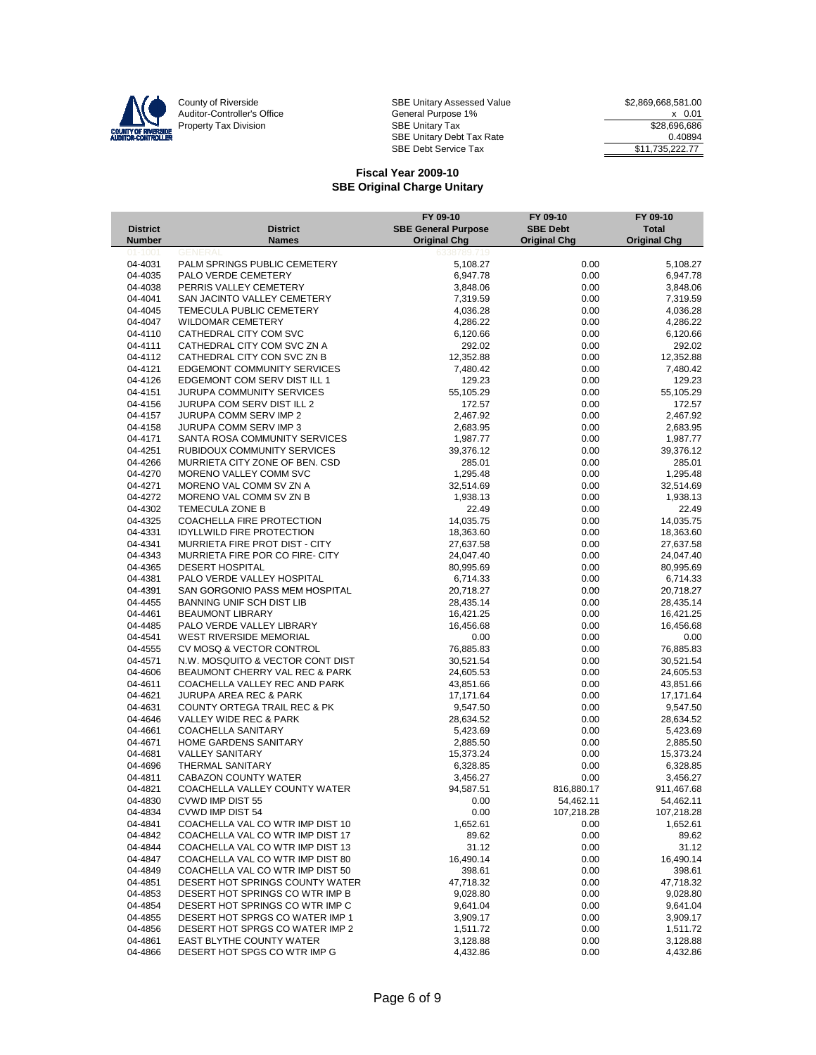County of Riverside
Auditor-Controller's Office
Property Tax Division

| | |
|---|---|
| SBE Unitary Assessed Value | $2,869,668,581.00 |
| General Purpose 1% | x 0.01 |
| SBE Unitary Tax | $28,696,686 |
| SBE Unitary Debt Tax Rate | 0.40894 |
| SBE Debt Service Tax | $11,735,222.77 |

## Fiscal Year 2009-10
## SBE Original Charge Unitary

| District Number | District Names | FY 09-10 SBE General Purpose Original Chg | FY 09-10 SBE Debt Original Chg | FY 09-10 Total Original Chg |
|---|---|---|---|---|
| 01-1001 | GENERAL | 6338789.719 | | |
| 04-4031 | PALM SPRINGS PUBLIC CEMETERY | 5,108.27 | 0.00 | 5,108.27 |
| 04-4035 | PALO VERDE CEMETERY | 6,947.78 | 0.00 | 6,947.78 |
| 04-4038 | PERRIS VALLEY CEMETERY | 3,848.06 | 0.00 | 3,848.06 |
| 04-4041 | SAN JACINTO VALLEY CEMETERY | 7,319.59 | 0.00 | 7,319.59 |
| 04-4045 | TEMECULA PUBLIC CEMETERY | 4,036.28 | 0.00 | 4,036.28 |
| 04-4047 | WILDOMAR CEMETERY | 4,286.22 | 0.00 | 4,286.22 |
| 04-4110 | CATHEDRAL CITY COM SVC | 6,120.66 | 0.00 | 6,120.66 |
| 04-4111 | CATHEDRAL CITY COM SVC ZN A | 292.02 | 0.00 | 292.02 |
| 04-4112 | CATHEDRAL CITY CON SVC ZN B | 12,352.88 | 0.00 | 12,352.88 |
| 04-4121 | EDGEMONT COMMUNITY SERVICES | 7,480.42 | 0.00 | 7,480.42 |
| 04-4126 | EDGEMONT COM SERV DIST ILL 1 | 129.23 | 0.00 | 129.23 |
| 04-4151 | JURUPA COMMUNITY SERVICES | 55,105.29 | 0.00 | 55,105.29 |
| 04-4156 | JURUPA COM SERV DIST ILL 2 | 172.57 | 0.00 | 172.57 |
| 04-4157 | JURUPA COMM SERV IMP 2 | 2,467.92 | 0.00 | 2,467.92 |
| 04-4158 | JURUPA COMM SERV IMP 3 | 2,683.95 | 0.00 | 2,683.95 |
| 04-4171 | SANTA ROSA COMMUNITY SERVICES | 1,987.77 | 0.00 | 1,987.77 |
| 04-4251 | RUBIDOUX COMMUNITY SERVICES | 39,376.12 | 0.00 | 39,376.12 |
| 04-4266 | MURRIETA CITY ZONE OF BEN. CSD | 285.01 | 0.00 | 285.01 |
| 04-4270 | MORENO VALLEY COMM SVC | 1,295.48 | 0.00 | 1,295.48 |
| 04-4271 | MORENO VAL COMM SV ZN A | 32,514.69 | 0.00 | 32,514.69 |
| 04-4272 | MORENO VAL COMM SV ZN B | 1,938.13 | 0.00 | 1,938.13 |
| 04-4302 | TEMECULA ZONE B | 22.49 | 0.00 | 22.49 |
| 04-4325 | COACHELLA FIRE PROTECTION | 14,035.75 | 0.00 | 14,035.75 |
| 04-4331 | IDYLLWILD FIRE PROTECTION | 18,363.60 | 0.00 | 18,363.60 |
| 04-4341 | MURRIETA FIRE PROT DIST - CITY | 27,637.58 | 0.00 | 27,637.58 |
| 04-4343 | MURRIETA FIRE POR CO FIRE- CITY | 24,047.40 | 0.00 | 24,047.40 |
| 04-4365 | DESERT HOSPITAL | 80,995.69 | 0.00 | 80,995.69 |
| 04-4381 | PALO VERDE VALLEY HOSPITAL | 6,714.33 | 0.00 | 6,714.33 |
| 04-4391 | SAN GORGONIO PASS MEM HOSPITAL | 20,718.27 | 0.00 | 20,718.27 |
| 04-4455 | BANNING UNIF SCH DIST LIB | 28,435.14 | 0.00 | 28,435.14 |
| 04-4461 | BEAUMONT LIBRARY | 16,421.25 | 0.00 | 16,421.25 |
| 04-4485 | PALO VERDE VALLEY LIBRARY | 16,456.68 | 0.00 | 16,456.68 |
| 04-4541 | WEST RIVERSIDE MEMORIAL | 0.00 | 0.00 | 0.00 |
| 04-4555 | CV MOSQ & VECTOR CONTROL | 76,885.83 | 0.00 | 76,885.83 |
| 04-4571 | N.W. MOSQUITO & VECTOR CONT DIST | 30,521.54 | 0.00 | 30,521.54 |
| 04-4606 | BEAUMONT CHERRY VAL REC & PARK | 24,605.53 | 0.00 | 24,605.53 |
| 04-4611 | COACHELLA VALLEY REC AND PARK | 43,851.66 | 0.00 | 43,851.66 |
| 04-4621 | JURUPA AREA REC & PARK | 17,171.64 | 0.00 | 17,171.64 |
| 04-4631 | COUNTY ORTEGA TRAIL REC & PK | 9,547.50 | 0.00 | 9,547.50 |
| 04-4646 | VALLEY WIDE REC & PARK | 28,634.52 | 0.00 | 28,634.52 |
| 04-4661 | COACHELLA SANITARY | 5,423.69 | 0.00 | 5,423.69 |
| 04-4671 | HOME GARDENS SANITARY | 2,885.50 | 0.00 | 2,885.50 |
| 04-4681 | VALLEY SANITARY | 15,373.24 | 0.00 | 15,373.24 |
| 04-4696 | THERMAL SANITARY | 6,328.85 | 0.00 | 6,328.85 |
| 04-4811 | CABAZON COUNTY WATER | 3,456.27 | 0.00 | 3,456.27 |
| 04-4821 | COACHELLA VALLEY COUNTY WATER | 94,587.51 | 816,880.17 | 911,467.68 |
| 04-4830 | CVWD IMP DIST 55 | 0.00 | 54,462.11 | 54,462.11 |
| 04-4834 | CVWD IMP DIST 54 | 0.00 | 107,218.28 | 107,218.28 |
| 04-4841 | COACHELLA VAL CO WTR IMP DIST 10 | 1,652.61 | 0.00 | 1,652.61 |
| 04-4842 | COACHELLA VAL CO WTR IMP DIST 17 | 89.62 | 0.00 | 89.62 |
| 04-4844 | COACHELLA VAL CO WTR IMP DIST 13 | 31.12 | 0.00 | 31.12 |
| 04-4847 | COACHELLA VAL CO WTR IMP DIST 80 | 16,490.14 | 0.00 | 16,490.14 |
| 04-4849 | COACHELLA VAL CO WTR IMP DIST 50 | 398.61 | 0.00 | 398.61 |
| 04-4851 | DESERT HOT SPRINGS COUNTY WATER | 47,718.32 | 0.00 | 47,718.32 |
| 04-4853 | DESERT HOT SPRINGS CO WTR IMP B | 9,028.80 | 0.00 | 9,028.80 |
| 04-4854 | DESERT HOT SPRINGS CO WTR IMP C | 9,641.04 | 0.00 | 9,641.04 |
| 04-4855 | DESERT HOT SPRGS CO WATER IMP 1 | 3,909.17 | 0.00 | 3,909.17 |
| 04-4856 | DESERT HOT SPRGS CO WATER IMP 2 | 1,511.72 | 0.00 | 1,511.72 |
| 04-4861 | EAST BLYTHE COUNTY WATER | 3,128.88 | 0.00 | 3,128.88 |
| 04-4866 | DESERT HOT SPGS CO WTR IMP G | 4,432.86 | 0.00 | 4,432.86 |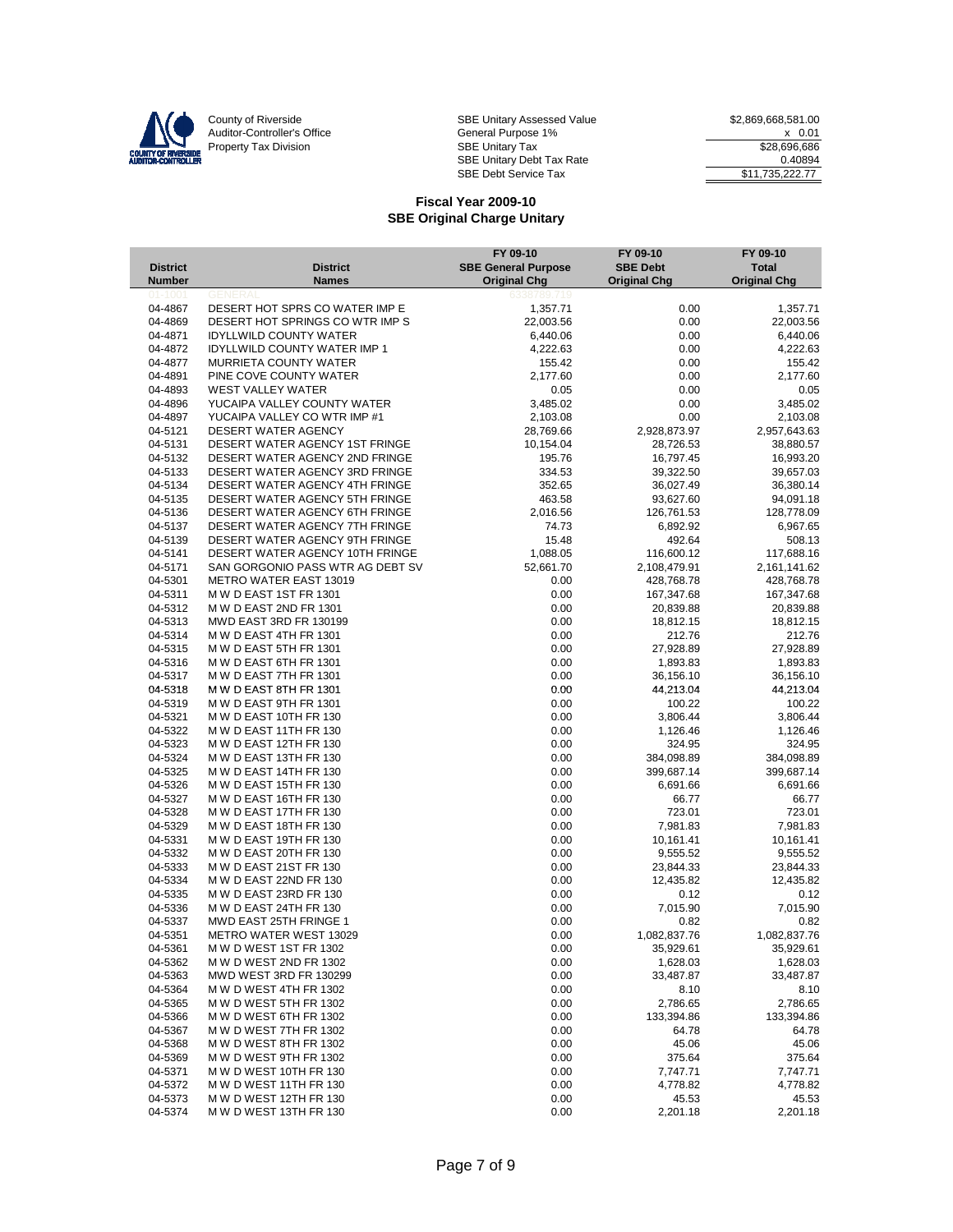County of Riverside
Auditor-Controller's Office
Property Tax Division

| | |
|---|---|
| SBE Unitary Assessed Value | $2,869,668,581.00 |
| General Purpose 1% | x 0.01 |
| SBE Unitary Tax | $28,696,686 |
| SBE Unitary Debt Tax Rate | 0.40894 |
| SBE Debt Service Tax | $11,735,222.77 |

## Fiscal Year 2009-10
## SBE Original Charge Unitary

| District Number | District Names | FY 09-10 SBE General Purpose Original Chg | FY 09-10 SBE Debt Original Chg | FY 09-10 Total Original Chg |
|---|---|---|---|---|
| 01-1001 | GENERAL | 6338789.719 | | |
| 04-4867 | DESERT HOT SPRS CO WATER IMP E | 1,357.71 | 0.00 | 1,357.71 |
| 04-4869 | DESERT HOT SPRINGS CO WTR IMP S | 22,003.56 | 0.00 | 22,003.56 |
| 04-4871 | IDYLLWILD COUNTY WATER | 6,440.06 | 0.00 | 6,440.06 |
| 04-4872 | IDYLLWILD COUNTY WATER IMP 1 | 4,222.63 | 0.00 | 4,222.63 |
| 04-4877 | MURRIETA COUNTY WATER | 155.42 | 0.00 | 155.42 |
| 04-4891 | PINE COVE COUNTY WATER | 2,177.60 | 0.00 | 2,177.60 |
| 04-4893 | WEST VALLEY WATER | 0.05 | 0.00 | 0.05 |
| 04-4896 | YUCAIPA VALLEY COUNTY WATER | 3,485.02 | 0.00 | 3,485.02 |
| 04-4897 | YUCAIPA VALLEY CO WTR IMP #1 | 2,103.08 | 0.00 | 2,103.08 |
| 04-5121 | DESERT WATER AGENCY | 28,769.66 | 2,928,873.97 | 2,957,643.63 |
| 04-5131 | DESERT WATER AGENCY 1ST FRINGE | 10,154.04 | 28,726.53 | 38,880.57 |
| 04-5132 | DESERT WATER AGENCY 2ND FRINGE | 195.76 | 16,797.45 | 16,993.20 |
| 04-5133 | DESERT WATER AGENCY 3RD FRINGE | 334.53 | 39,322.50 | 39,657.03 |
| 04-5134 | DESERT WATER AGENCY 4TH FRINGE | 352.65 | 36,027.49 | 36,380.14 |
| 04-5135 | DESERT WATER AGENCY 5TH FRINGE | 463.58 | 93,627.60 | 94,091.18 |
| 04-5136 | DESERT WATER AGENCY 6TH FRINGE | 2,016.56 | 126,761.53 | 128,778.09 |
| 04-5137 | DESERT WATER AGENCY 7TH FRINGE | 74.73 | 6,892.92 | 6,967.65 |
| 04-5139 | DESERT WATER AGENCY 9TH FRINGE | 15.48 | 492.64 | 508.13 |
| 04-5141 | DESERT WATER AGENCY 10TH FRINGE | 1,088.05 | 116,600.12 | 117,688.16 |
| 04-5171 | SAN GORGONIO PASS WTR AG DEBT SV | 52,661.70 | 2,108,479.91 | 2,161,141.62 |
| 04-5301 | METRO WATER EAST 13019 | 0.00 | 428,768.78 | 428,768.78 |
| 04-5311 | M W D EAST 1ST FR 1301 | 0.00 | 167,347.68 | 167,347.68 |
| 04-5312 | M W D EAST 2ND FR 1301 | 0.00 | 20,839.88 | 20,839.88 |
| 04-5313 | MWD EAST 3RD FR 130199 | 0.00 | 18,812.15 | 18,812.15 |
| 04-5314 | M W D EAST 4TH FR 1301 | 0.00 | 212.76 | 212.76 |
| 04-5315 | M W D EAST 5TH FR 1301 | 0.00 | 27,928.89 | 27,928.89 |
| 04-5316 | M W D EAST 6TH FR 1301 | 0.00 | 1,893.83 | 1,893.83 |
| 04-5317 | M W D EAST 7TH FR 1301 | 0.00 | 36,156.10 | 36,156.10 |
| 04-5318 | M W D EAST 8TH FR 1301 | 0.00 | 44,213.04 | 44,213.04 |
| 04-5319 | M W D EAST 9TH FR 1301 | 0.00 | 100.22 | 100.22 |
| 04-5321 | M W D EAST 10TH FR 130 | 0.00 | 3,806.44 | 3,806.44 |
| 04-5322 | M W D EAST 11TH FR 130 | 0.00 | 1,126.46 | 1,126.46 |
| 04-5323 | M W D EAST 12TH FR 130 | 0.00 | 324.95 | 324.95 |
| 04-5324 | M W D EAST 13TH FR 130 | 0.00 | 384,098.89 | 384,098.89 |
| 04-5325 | M W D EAST 14TH FR 130 | 0.00 | 399,687.14 | 399,687.14 |
| 04-5326 | M W D EAST 15TH FR 130 | 0.00 | 6,691.66 | 6,691.66 |
| 04-5327 | M W D EAST 16TH FR 130 | 0.00 | 66.77 | 66.77 |
| 04-5328 | M W D EAST 17TH FR 130 | 0.00 | 723.01 | 723.01 |
| 04-5329 | M W D EAST 18TH FR 130 | 0.00 | 7,981.83 | 7,981.83 |
| 04-5331 | M W D EAST 19TH FR 130 | 0.00 | 10,161.41 | 10,161.41 |
| 04-5332 | M W D EAST 20TH FR 130 | 0.00 | 9,555.52 | 9,555.52 |
| 04-5333 | M W D EAST 21ST FR 130 | 0.00 | 23,844.33 | 23,844.33 |
| 04-5334 | M W D EAST 22ND FR 130 | 0.00 | 12,435.82 | 12,435.82 |
| 04-5335 | M W D EAST 23RD FR 130 | 0.00 | 0.12 | 0.12 |
| 04-5336 | M W D EAST 24TH FR 130 | 0.00 | 7,015.90 | 7,015.90 |
| 04-5337 | MWD EAST 25TH FRINGE 1 | 0.00 | 0.82 | 0.82 |
| 04-5351 | METRO WATER WEST 13029 | 0.00 | 1,082,837.76 | 1,082,837.76 |
| 04-5361 | M W D WEST 1ST FR 1302 | 0.00 | 35,929.61 | 35,929.61 |
| 04-5362 | M W D WEST 2ND FR 1302 | 0.00 | 1,628.03 | 1,628.03 |
| 04-5363 | MWD WEST 3RD FR 130299 | 0.00 | 33,487.87 | 33,487.87 |
| 04-5364 | M W D WEST 4TH FR 1302 | 0.00 | 8.10 | 8.10 |
| 04-5365 | M W D WEST 5TH FR 1302 | 0.00 | 2,786.65 | 2,786.65 |
| 04-5366 | M W D WEST 6TH FR 1302 | 0.00 | 133,394.86 | 133,394.86 |
| 04-5367 | M W D WEST 7TH FR 1302 | 0.00 | 64.78 | 64.78 |
| 04-5368 | M W D WEST 8TH FR 1302 | 0.00 | 45.06 | 45.06 |
| 04-5369 | M W D WEST 9TH FR 1302 | 0.00 | 375.64 | 375.64 |
| 04-5371 | M W D WEST 10TH FR 130 | 0.00 | 7,747.71 | 7,747.71 |
| 04-5372 | M W D WEST 11TH FR 130 | 0.00 | 4,778.82 | 4,778.82 |
| 04-5373 | M W D WEST 12TH FR 130 | 0.00 | 45.53 | 45.53 |
| 04-5374 | M W D WEST 13TH FR 130 | 0.00 | 2,201.18 | 2,201.18 |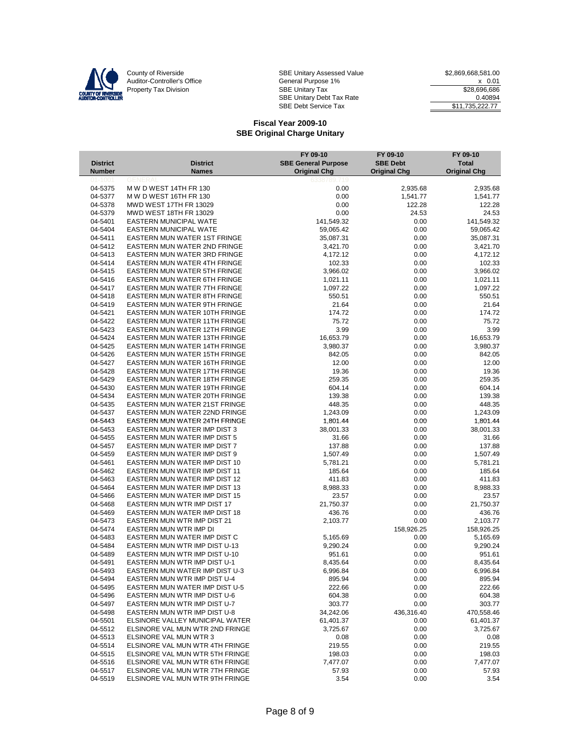County of Riverside
Auditor-Controller's Office
Property Tax Division

| | |
|---|---|
| SBE Unitary Assessed Value | $2,869,668,581.00 |
| General Purpose 1% | x 0.01 |
| SBE Unitary Tax | $28,696,686 |
| SBE Unitary Debt Tax Rate | 0.40894 |
| SBE Debt Service Tax | $11,735,222.77 |

## Fiscal Year 2009-10
## SBE Original Charge Unitary

| District Number | District Names | FY 09-10 SBE General Purpose Original Chg | FY 09-10 SBE Debt Original Chg | FY 09-10 Total Original Chg |
|---|---|---|---|---|
| 01-1001 | GENERAL | 6338789.719 | | |
| 04-5375 | M W D WEST 14TH FR 130 | 0.00 | 2,935.68 | 2,935.68 |
| 04-5377 | M W D WEST 16TH FR 130 | 0.00 | 1,541.77 | 1,541.77 |
| 04-5378 | MWD WEST 17TH FR 13029 | 0.00 | 122.28 | 122.28 |
| 04-5379 | MWD WEST 18TH FR 13029 | 0.00 | 24.53 | 24.53 |
| 04-5401 | EASTERN MUNICIPAL WATE | 141,549.32 | 0.00 | 141,549.32 |
| 04-5404 | EASTERN MUNICIPAL WATE | 59,065.42 | 0.00 | 59,065.42 |
| 04-5411 | EASTERN MUN WATER 1ST FRINGE | 35,087.31 | 0.00 | 35,087.31 |
| 04-5412 | EASTERN MUN WATER 2ND FRINGE | 3,421.70 | 0.00 | 3,421.70 |
| 04-5413 | EASTERN MUN WATER 3RD FRINGE | 4,172.12 | 0.00 | 4,172.12 |
| 04-5414 | EASTERN MUN WATER 4TH FRINGE | 102.33 | 0.00 | 102.33 |
| 04-5415 | EASTERN MUN WATER 5TH FRINGE | 3,966.02 | 0.00 | 3,966.02 |
| 04-5416 | EASTERN MUN WATER 6TH FRINGE | 1,021.11 | 0.00 | 1,021.11 |
| 04-5417 | EASTERN MUN WATER 7TH FRINGE | 1,097.22 | 0.00 | 1,097.22 |
| 04-5418 | EASTERN MUN WATER 8TH FRINGE | 550.51 | 0.00 | 550.51 |
| 04-5419 | EASTERN MUN WATER 9TH FRINGE | 21.64 | 0.00 | 21.64 |
| 04-5421 | EASTERN MUN WATER 10TH FRINGE | 174.72 | 0.00 | 174.72 |
| 04-5422 | EASTERN MUN WATER 11TH FRINGE | 75.72 | 0.00 | 75.72 |
| 04-5423 | EASTERN MUN WATER 12TH FRINGE | 3.99 | 0.00 | 3.99 |
| 04-5424 | EASTERN MUN WATER 13TH FRINGE | 16,653.79 | 0.00 | 16,653.79 |
| 04-5425 | EASTERN MUN WATER 14TH FRINGE | 3,980.37 | 0.00 | 3,980.37 |
| 04-5426 | EASTERN MUN WATER 15TH FRINGE | 842.05 | 0.00 | 842.05 |
| 04-5427 | EASTERN MUN WATER 16TH FRINGE | 12.00 | 0.00 | 12.00 |
| 04-5428 | EASTERN MUN WATER 17TH FRINGE | 19.36 | 0.00 | 19.36 |
| 04-5429 | EASTERN MUN WATER 18TH FRINGE | 259.35 | 0.00 | 259.35 |
| 04-5430 | EASTERN MUN WATER 19TH FRINGE | 604.14 | 0.00 | 604.14 |
| 04-5434 | EASTERN MUN WATER 20TH FRINGE | 139.38 | 0.00 | 139.38 |
| 04-5435 | EASTERN MUN WATER 21ST FRINGE | 448.35 | 0.00 | 448.35 |
| 04-5437 | EASTERN MUN WATER 22ND FRINGE | 1,243.09 | 0.00 | 1,243.09 |
| 04-5443 | EASTERN MUN WATER 24TH FRINGE | 1,801.44 | 0.00 | 1,801.44 |
| 04-5453 | EASTERN MUN WATER IMP DIST 3 | 38,001.33 | 0.00 | 38,001.33 |
| 04-5455 | EASTERN MUN WATER IMP DIST 5 | 31.66 | 0.00 | 31.66 |
| 04-5457 | EASTERN MUN WATER IMP DIST 7 | 137.88 | 0.00 | 137.88 |
| 04-5459 | EASTERN MUN WATER IMP DIST 9 | 1,507.49 | 0.00 | 1,507.49 |
| 04-5461 | EASTERN MUN WATER IMP DIST 10 | 5,781.21 | 0.00 | 5,781.21 |
| 04-5462 | EASTERN MUN WATER IMP DIST 11 | 185.64 | 0.00 | 185.64 |
| 04-5463 | EASTERN MUN WATER IMP DIST 12 | 411.83 | 0.00 | 411.83 |
| 04-5464 | EASTERN MUN WATER IMP DIST 13 | 8,988.33 | 0.00 | 8,988.33 |
| 04-5466 | EASTERN MUN WATER IMP DIST 15 | 23.57 | 0.00 | 23.57 |
| 04-5468 | EASTERN MUN WTR IMP DIST 17 | 21,750.37 | 0.00 | 21,750.37 |
| 04-5469 | EASTERN MUN WATER IMP DIST 18 | 436.76 | 0.00 | 436.76 |
| 04-5473 | EASTERN MUN WTR IMP DIST 21 | 2,103.77 | 0.00 | 2,103.77 |
| 04-5474 | EASTERN MUN WTR IMP DI | | 158,926.25 | 158,926.25 |
| 04-5483 | EASTERN MUN WATER IMP DIST C | 5,165.69 | 0.00 | 5,165.69 |
| 04-5484 | EASTERN MUN WTR IMP DIST U-13 | 9,290.24 | 0.00 | 9,290.24 |
| 04-5489 | EASTERN MUN WTR IMP DIST U-10 | 951.61 | 0.00 | 951.61 |
| 04-5491 | EASTERN MUN WTR IMP DIST U-1 | 8,435.64 | 0.00 | 8,435.64 |
| 04-5493 | EASTERN MUN WATER IMP DIST U-3 | 6,996.84 | 0.00 | 6,996.84 |
| 04-5494 | EASTERN MUN WTR IMP DIST U-4 | 895.94 | 0.00 | 895.94 |
| 04-5495 | EASTERN MUN WATER IMP DIST U-5 | 222.66 | 0.00 | 222.66 |
| 04-5496 | EASTERN MUN WTR IMP DIST U-6 | 604.38 | 0.00 | 604.38 |
| 04-5497 | EASTERN MUN WTR IMP DIST U-7 | 303.77 | 0.00 | 303.77 |
| 04-5498 | EASTERN MUN WTR IMP DIST U-8 | 34,242.06 | 436,316.40 | 470,558.46 |
| 04-5501 | ELSINORE VALLEY MUNICIPAL WATER | 61,401.37 | 0.00 | 61,401.37 |
| 04-5512 | ELSINORE VAL MUN WTR 2ND FRINGE | 3,725.67 | 0.00 | 3,725.67 |
| 04-5513 | ELSINORE VAL MUN WTR 3 | 0.08 | 0.00 | 0.08 |
| 04-5514 | ELSINORE VAL MUN WTR 4TH FRINGE | 219.55 | 0.00 | 219.55 |
| 04-5515 | ELSINORE VAL MUN WTR 5TH FRINGE | 198.03 | 0.00 | 198.03 |
| 04-5516 | ELSINORE VAL MUN WTR 6TH FRINGE | 7,477.07 | 0.00 | 7,477.07 |
| 04-5517 | ELSINORE VAL MUN WTR 7TH FRINGE | 57.93 | 0.00 | 57.93 |
| 04-5519 | ELSINORE VAL MUN WTR 9TH FRINGE | 3.54 | 0.00 | 3.54 |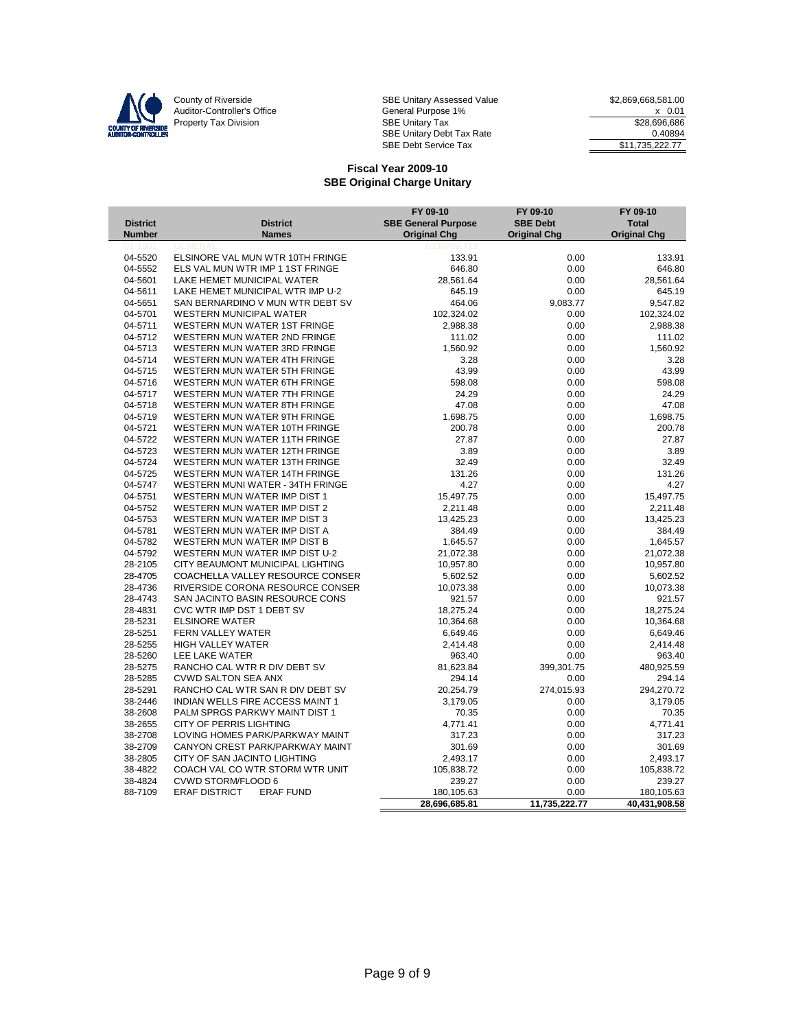County of Riverside
Auditor-Controller's Office
Property Tax Division

| | |
|---|---|
| SBE Unitary Assessed Value | $2,869,668,581.00 |
| General Purpose 1% | x 0.01 |
| SBE Unitary Tax | $28,696,686 |
| SBE Unitary Debt Tax Rate | 0.40894 |
| SBE Debt Service Tax | $11,735,222.77 |

## Fiscal Year 2009-10
## SBE Original Charge Unitary

| District Number | District Names | FY 09-10 SBE General Purpose Original Chg | FY 09-10 SBE Debt Original Chg | FY 09-10 Total Original Chg |
|---|---|---|---|---|
| 01-1001 | GENERAL | 6338789.719 | | |
| 04-5520 | ELSINORE VAL MUN WTR 10TH FRINGE | 133.91 | 0.00 | 133.91 |
| 04-5552 | ELS VAL MUN WTR IMP 1 1ST FRINGE | 646.80 | 0.00 | 646.80 |
| 04-5601 | LAKE HEMET MUNICIPAL WATER | 28,561.64 | 0.00 | 28,561.64 |
| 04-5611 | LAKE HEMET MUNICIPAL WTR IMP U-2 | 645.19 | 0.00 | 645.19 |
| 04-5651 | SAN BERNARDINO V MUN WTR DEBT SV | 464.06 | 9,083.77 | 9,547.82 |
| 04-5701 | WESTERN MUNICIPAL WATER | 102,324.02 | 0.00 | 102,324.02 |
| 04-5711 | WESTERN MUN WATER 1ST FRINGE | 2,988.38 | 0.00 | 2,988.38 |
| 04-5712 | WESTERN MUN WATER 2ND FRINGE | 111.02 | 0.00 | 111.02 |
| 04-5713 | WESTERN MUN WATER 3RD FRINGE | 1,560.92 | 0.00 | 1,560.92 |
| 04-5714 | WESTERN MUN WATER 4TH FRINGE | 3.28 | 0.00 | 3.28 |
| 04-5715 | WESTERN MUN WATER 5TH FRINGE | 43.99 | 0.00 | 43.99 |
| 04-5716 | WESTERN MUN WATER 6TH FRINGE | 598.08 | 0.00 | 598.08 |
| 04-5717 | WESTERN MUN WATER 7TH FRINGE | 24.29 | 0.00 | 24.29 |
| 04-5718 | WESTERN MUN WATER 8TH FRINGE | 47.08 | 0.00 | 47.08 |
| 04-5719 | WESTERN MUN WATER 9TH FRINGE | 1,698.75 | 0.00 | 1,698.75 |
| 04-5721 | WESTERN MUN WATER 10TH FRINGE | 200.78 | 0.00 | 200.78 |
| 04-5722 | WESTERN MUN WATER 11TH FRINGE | 27.87 | 0.00 | 27.87 |
| 04-5723 | WESTERN MUN WATER 12TH FRINGE | 3.89 | 0.00 | 3.89 |
| 04-5724 | WESTERN MUN WATER 13TH FRINGE | 32.49 | 0.00 | 32.49 |
| 04-5725 | WESTERN MUN WATER 14TH FRINGE | 131.26 | 0.00 | 131.26 |
| 04-5747 | WESTERN MUNI WATER - 34TH FRINGE | 4.27 | 0.00 | 4.27 |
| 04-5751 | WESTERN MUN WATER IMP DIST 1 | 15,497.75 | 0.00 | 15,497.75 |
| 04-5752 | WESTERN MUN WATER IMP DIST 2 | 2,211.48 | 0.00 | 2,211.48 |
| 04-5753 | WESTERN MUN WATER IMP DIST 3 | 13,425.23 | 0.00 | 13,425.23 |
| 04-5781 | WESTERN MUN WATER IMP DIST A | 384.49 | 0.00 | 384.49 |
| 04-5782 | WESTERN MUN WATER IMP DIST B | 1,645.57 | 0.00 | 1,645.57 |
| 04-5792 | WESTERN MUN WATER IMP DIST U-2 | 21,072.38 | 0.00 | 21,072.38 |
| 28-2105 | CITY BEAUMONT MUNICIPAL LIGHTING | 10,957.80 | 0.00 | 10,957.80 |
| 28-4705 | COACHELLA VALLEY RESOURCE CONSER | 5,602.52 | 0.00 | 5,602.52 |
| 28-4736 | RIVERSIDE CORONA RESOURCE CONSER | 10,073.38 | 0.00 | 10,073.38 |
| 28-4743 | SAN JACINTO BASIN RESOURCE CONS | 921.57 | 0.00 | 921.57 |
| 28-4831 | CVC WTR IMP DST 1 DEBT SV | 18,275.24 | 0.00 | 18,275.24 |
| 28-5231 | ELSINORE WATER | 10,364.68 | 0.00 | 10,364.68 |
| 28-5251 | FERN VALLEY WATER | 6,649.46 | 0.00 | 6,649.46 |
| 28-5255 | HIGH VALLEY WATER | 2,414.48 | 0.00 | 2,414.48 |
| 28-5260 | LEE LAKE WATER | 963.40 | 0.00 | 963.40 |
| 28-5275 | RANCHO CAL WTR R DIV DEBT SV | 81,623.84 | 399,301.75 | 480,925.59 |
| 28-5285 | CVWD SALTON SEA ANX | 294.14 | 0.00 | 294.14 |
| 28-5291 | RANCHO CAL WTR SAN R DIV DEBT SV | 20,254.79 | 274,015.93 | 294,270.72 |
| 38-2446 | INDIAN WELLS FIRE ACCESS MAINT 1 | 3,179.05 | 0.00 | 3,179.05 |
| 38-2608 | PALM SPRGS PARKWY MAINT DIST 1 | 70.35 | 0.00 | 70.35 |
| 38-2655 | CITY OF PERRIS LIGHTING | 4,771.41 | 0.00 | 4,771.41 |
| 38-2708 | LOVING HOMES PARK/PARKWAY MAINT | 317.23 | 0.00 | 317.23 |
| 38-2709 | CANYON CREST PARK/PARKWAY MAINT | 301.69 | 0.00 | 301.69 |
| 38-2805 | CITY OF SAN JACINTO LIGHTING | 2,493.17 | 0.00 | 2,493.17 |
| 38-4822 | COACH VAL CO WTR STORM WTR UNIT | 105,838.72 | 0.00 | 105,838.72 |
| 38-4824 | CVWD STORM/FLOOD 6 | 239.27 | 0.00 | 239.27 |
| 88-7109 | ERAF DISTRICT ERAF FUND | 180,105.63 | 0.00 | 180,105.63 |
| | | **28,696,685.81** | **11,735,222.77** | **40,431,908.58** |